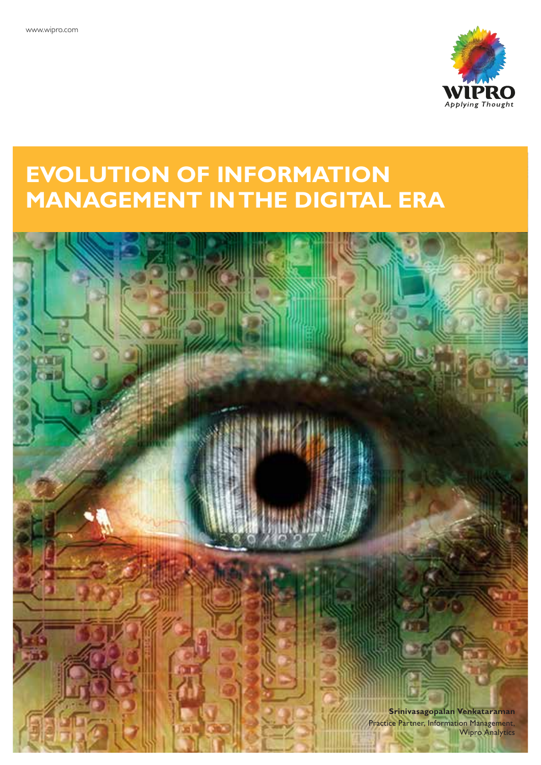www.wipro.com

WIPRO
Applying Thought

# EVOLUTION OF INFORMATION MANAGEMENT IN THE DIGITAL ERA

**Srinivasagopalan Venkataraman**
Practice Partner, Information Management,
Wipro Analytics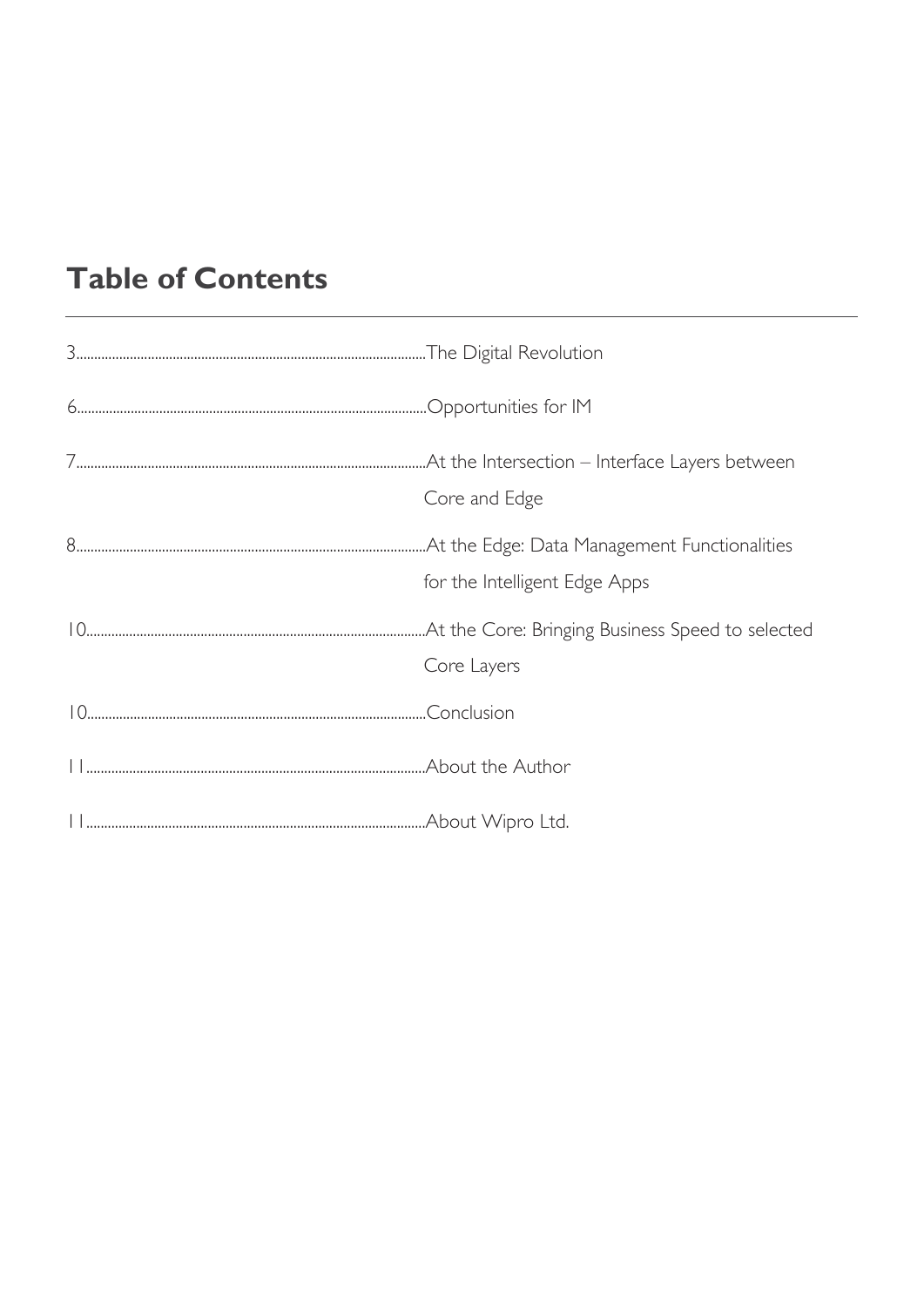## Table of Contents

3 ........ The Digital Revolution

6 ........ Opportunities for IM

7 ........ At the Intersection – Interface Layers between Core and Edge

8 ........ At the Edge: Data Management Functionalities for the Intelligent Edge Apps

10 ........ At the Core: Bringing Business Speed to selected Core Layers

10 ........ Conclusion

11 ........ About the Author

11 ........ About Wipro Ltd.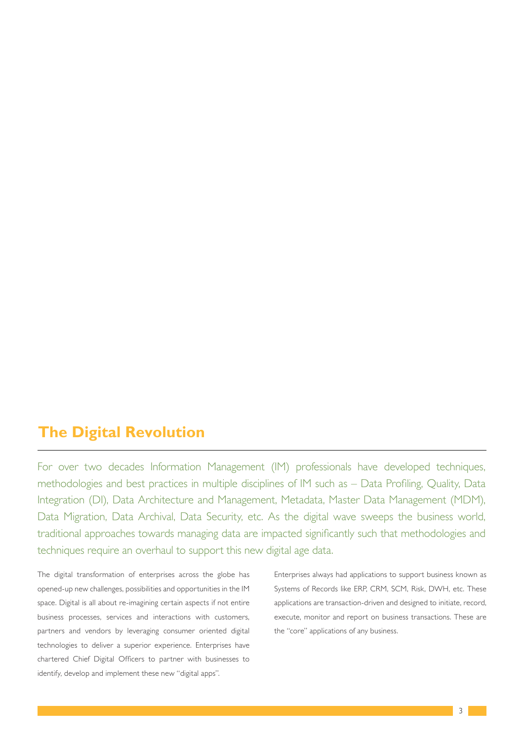## The Digital Revolution

For over two decades Information Management (IM) professionals have developed techniques, methodologies and best practices in multiple disciplines of IM such as – Data Profiling, Quality, Data Integration (DI), Data Architecture and Management, Metadata, Master Data Management (MDM), Data Migration, Data Archival, Data Security, etc. As the digital wave sweeps the business world, traditional approaches towards managing data are impacted significantly such that methodologies and techniques require an overhaul to support this new digital age data.

The digital transformation of enterprises across the globe has opened-up new challenges, possibilities and opportunities in the IM space. Digital is all about re-imagining certain aspects if not entire business processes, services and interactions with customers, partners and vendors by leveraging consumer oriented digital technologies to deliver a superior experience. Enterprises have chartered Chief Digital Officers to partner with businesses to identify, develop and implement these new "digital apps".

Enterprises always had applications to support business known as Systems of Records like ERP, CRM, SCM, Risk, DWH, etc. These applications are transaction-driven and designed to initiate, record, execute, monitor and report on business transactions. These are the "core" applications of any business.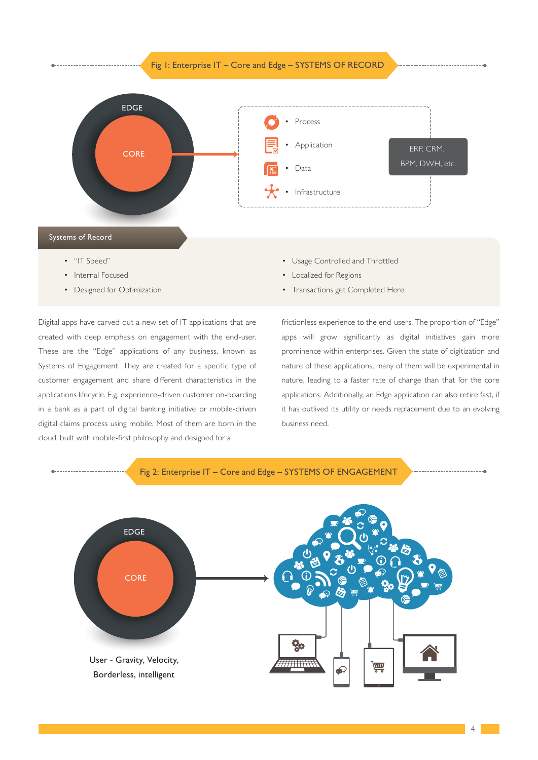Fig 1: Enterprise IT – Core and Edge – SYSTEMS OF RECORD

EDGE

CORE

- Process
- Application
- Data
- Infrastructure

ERP, CRM, BPM, DWH, etc.

**Systems of Record**

- "IT Speed"
- Internal Focused
- Designed for Optimization
- Usage Controlled and Throttled
- Localized for Regions
- Transactions get Completed Here

Digital apps have carved out a new set of IT applications that are created with deep emphasis on engagement with the end-user. These are the "Edge" applications of any business, known as Systems of Engagement. They are created for a specific type of customer engagement and share different characteristics in the applications lifecycle. E.g. experience-driven customer on-boarding in a bank as a part of digital banking initiative or mobile-driven digital claims process using mobile. Most of them are born in the cloud, built with mobile-first philosophy and designed for a frictionless experience to the end-users. The proportion of "Edge" apps will grow significantly as digital initiatives gain more prominence within enterprises. Given the state of digitization and nature of these applications, many of them will be experimental in nature, leading to a faster rate of change than that for the core applications. Additionally, an Edge application can also retire fast, if it has outlived its utility or needs replacement due to an evolving business need.

Fig 2: Enterprise IT – Core and Edge – SYSTEMS OF ENGAGEMENT

EDGE

CORE

User - Gravity, Velocity, Borderless, intelligent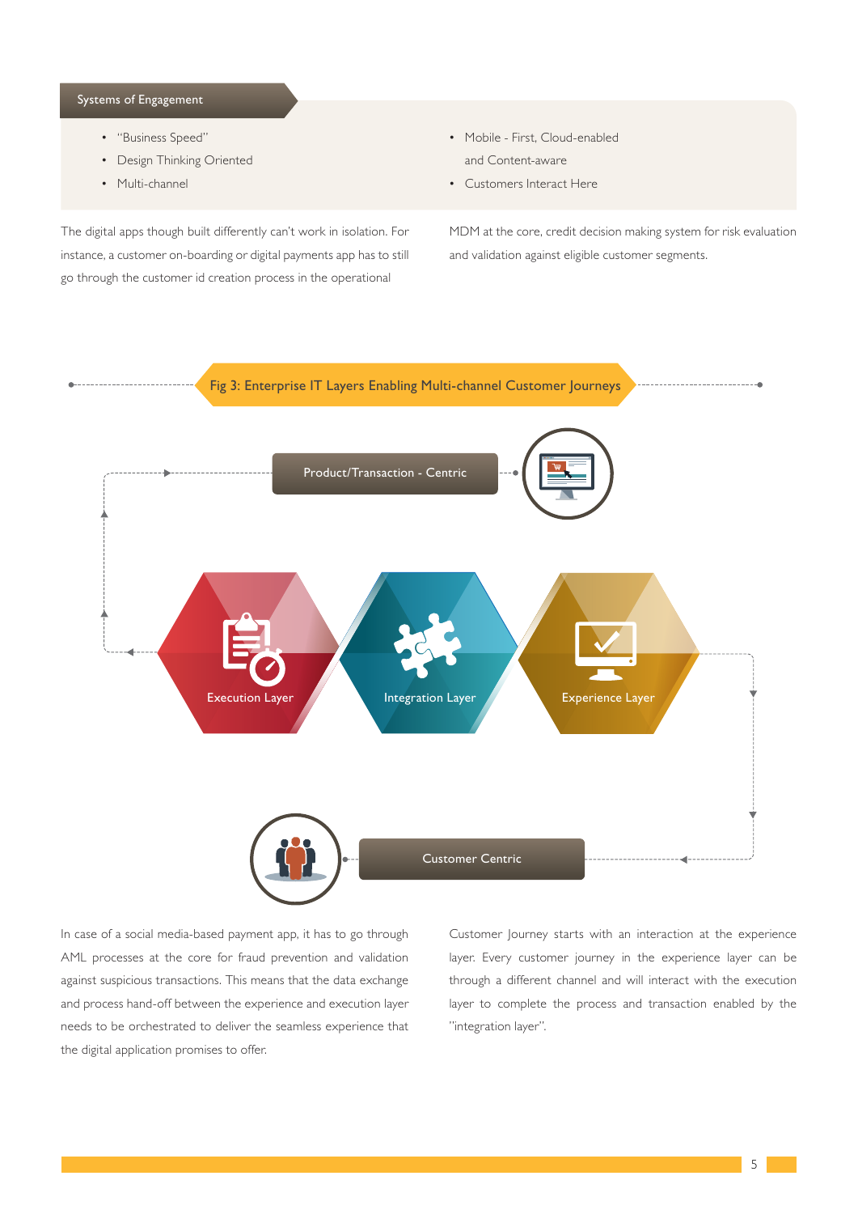## Systems of Engagement

- "Business Speed"
- Design Thinking Oriented
- Multi-channel
- Mobile - First, Cloud-enabled and Content-aware
- Customers Interact Here

The digital apps though built differently can't work in isolation. For instance, a customer on-boarding or digital payments app has to still go through the customer id creation process in the operational MDM at the core, credit decision making system for risk evaluation and validation against eligible customer segments.

**Fig 3: Enterprise IT Layers Enabling Multi-channel Customer Journeys**

Product/Transaction - Centric

Execution Layer

Integration Layer

Experience Layer

Customer Centric

In case of a social media-based payment app, it has to go through AML processes at the core for fraud prevention and validation against suspicious transactions. This means that the data exchange and process hand-off between the experience and execution layer needs to be orchestrated to deliver the seamless experience that the digital application promises to offer.

Customer Journey starts with an interaction at the experience layer. Every customer journey in the experience layer can be through a different channel and will interact with the execution layer to complete the process and transaction enabled by the "integration layer".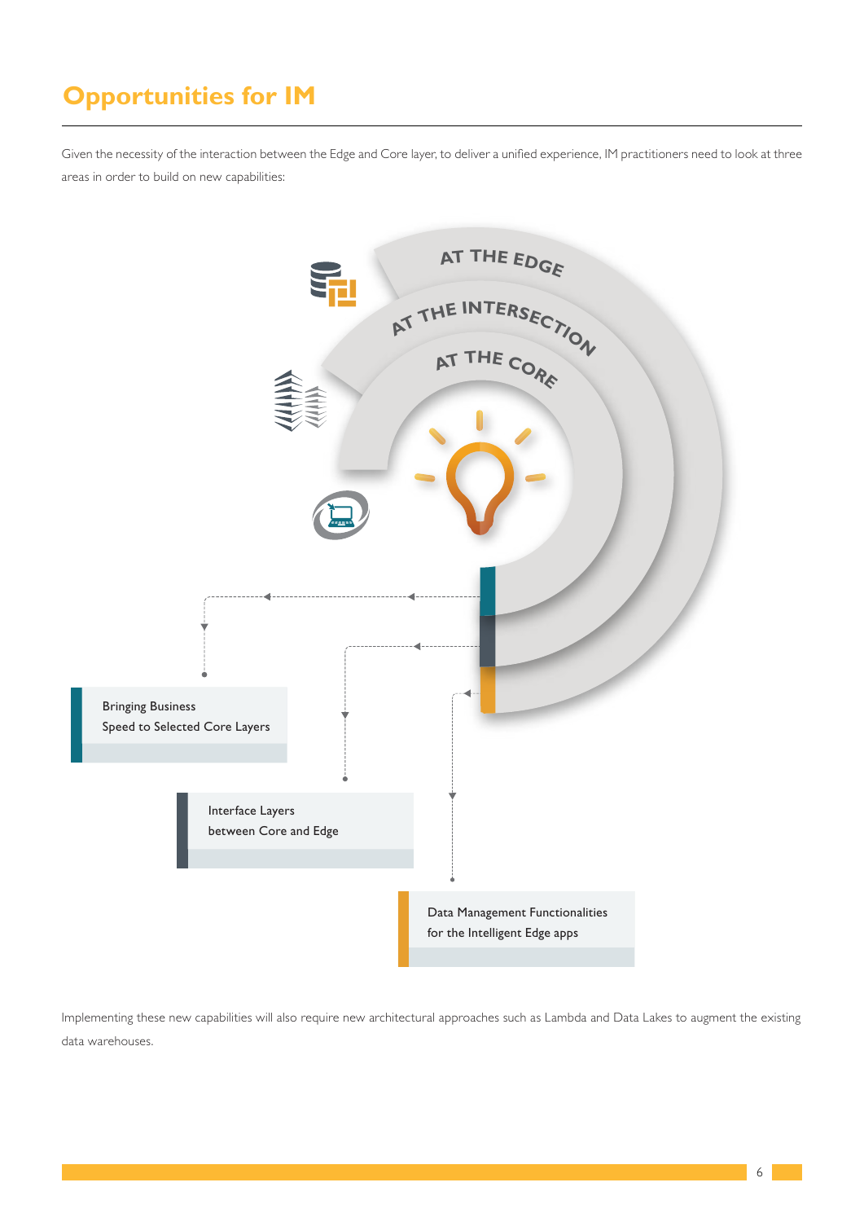# Opportunities for IM

Given the necessity of the interaction between the Edge and Core layer, to deliver a unified experience, IM practitioners need to look at three areas in order to build on new capabilities:

AT THE EDGE

AT THE INTERSECTION

AT THE CORE

Bringing Business Speed to Selected Core Layers

Interface Layers between Core and Edge

Data Management Functionalities for the Intelligent Edge apps

Implementing these new capabilities will also require new architectural approaches such as Lambda and Data Lakes to augment the existing data warehouses.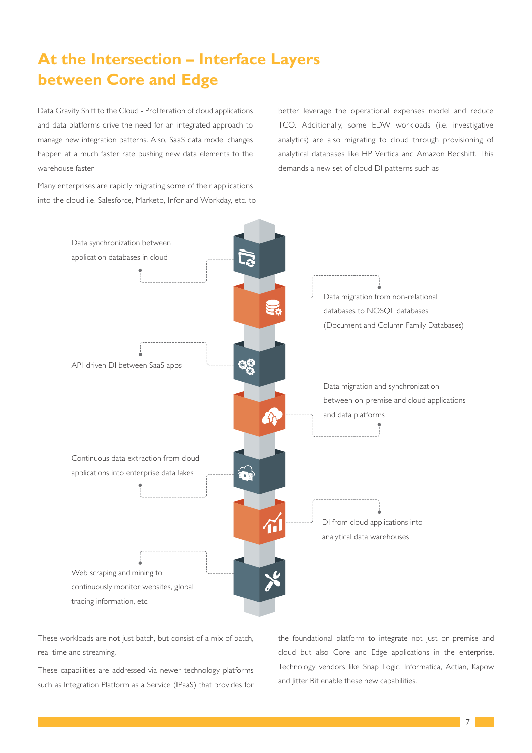# At the Intersection – Interface Layers between Core and Edge

Data Gravity Shift to the Cloud - Proliferation of cloud applications and data platforms drive the need for an integrated approach to manage new integration patterns. Also, SaaS data model changes happen at a much faster rate pushing new data elements to the warehouse faster

Many enterprises are rapidly migrating some of their applications into the cloud i.e. Salesforce, Marketo, Infor and Workday, etc. to better leverage the operational expenses model and reduce TCO. Additionally, some EDW workloads (i.e. investigative analytics) are also migrating to cloud through provisioning of analytical databases like HP Vertica and Amazon Redshift. This demands a new set of cloud DI patterns such as

- Data synchronization between application databases in cloud
- Data migration from non-relational databases to NOSQL databases (Document and Column Family Databases)
- API-driven DI between SaaS apps
- Data migration and synchronization between on-premise and cloud applications and data platforms
- Continuous data extraction from cloud applications into enterprise data lakes
- DI from cloud applications into analytical data warehouses
- Web scraping and mining to continuously monitor websites, global trading information, etc.

These workloads are not just batch, but consist of a mix of batch, real-time and streaming.

These capabilities are addressed via newer technology platforms such as Integration Platform as a Service (IPaaS) that provides for the foundational platform to integrate not just on-premise and cloud but also Core and Edge applications in the enterprise. Technology vendors like Snap Logic, Informatica, Actian, Kapow and Jitter Bit enable these new capabilities.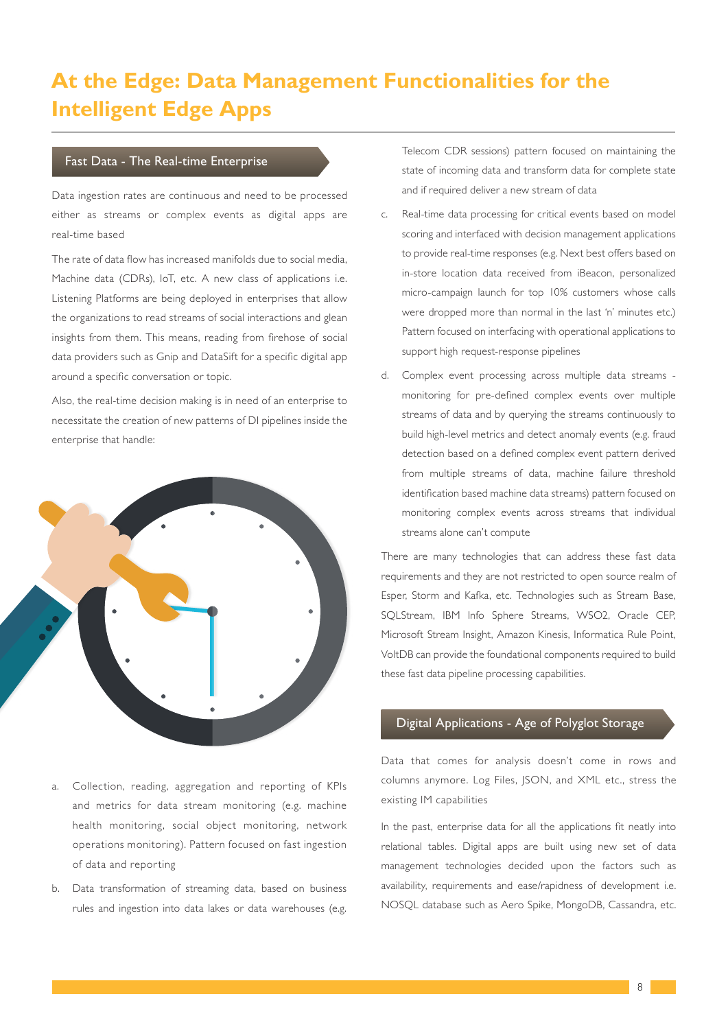# At the Edge: Data Management Functionalities for the Intelligent Edge Apps

## Fast Data - The Real-time Enterprise

Data ingestion rates are continuous and need to be processed either as streams or complex events as digital apps are real-time based

The rate of data flow has increased manifolds due to social media, Machine data (CDRs), IoT, etc. A new class of applications i.e. Listening Platforms are being deployed in enterprises that allow the organizations to read streams of social interactions and glean insights from them. This means, reading from firehose of social data providers such as Gnip and DataSift for a specific digital app around a specific conversation or topic.

Also, the real-time decision making is in need of an enterprise to necessitate the creation of new patterns of DI pipelines inside the enterprise that handle:

a. Collection, reading, aggregation and reporting of KPIs and metrics for data stream monitoring (e.g. machine health monitoring, social object monitoring, network operations monitoring). Pattern focused on fast ingestion of data and reporting

b. Data transformation of streaming data, based on business rules and ingestion into data lakes or data warehouses (e.g. Telecom CDR sessions) pattern focused on maintaining the state of incoming data and transform data for complete state and if required deliver a new stream of data

c. Real-time data processing for critical events based on model scoring and interfaced with decision management applications to provide real-time responses (e.g. Next best offers based on in-store location data received from iBeacon, personalized micro-campaign launch for top 10% customers whose calls were dropped more than normal in the last 'n' minutes etc.) Pattern focused on interfacing with operational applications to support high request-response pipelines

d. Complex event processing across multiple data streams - monitoring for pre-defined complex events over multiple streams of data and by querying the streams continuously to build high-level metrics and detect anomaly events (e.g. fraud detection based on a defined complex event pattern derived from multiple streams of data, machine failure threshold identification based machine data streams) pattern focused on monitoring complex events across streams that individual streams alone can't compute

There are many technologies that can address these fast data requirements and they are not restricted to open source realm of Esper, Storm and Kafka, etc. Technologies such as Stream Base, SQLStream, IBM Info Sphere Streams, WSO2, Oracle CEP, Microsoft Stream Insight, Amazon Kinesis, Informatica Rule Point, VoltDB can provide the foundational components required to build these fast data pipeline processing capabilities.

## Digital Applications - Age of Polyglot Storage

Data that comes for analysis doesn't come in rows and columns anymore. Log Files, JSON, and XML etc., stress the existing IM capabilities

In the past, enterprise data for all the applications fit neatly into relational tables. Digital apps are built using new set of data management technologies decided upon the factors such as availability, requirements and ease/rapidness of development i.e. NOSQL database such as Aero Spike, MongoDB, Cassandra, etc.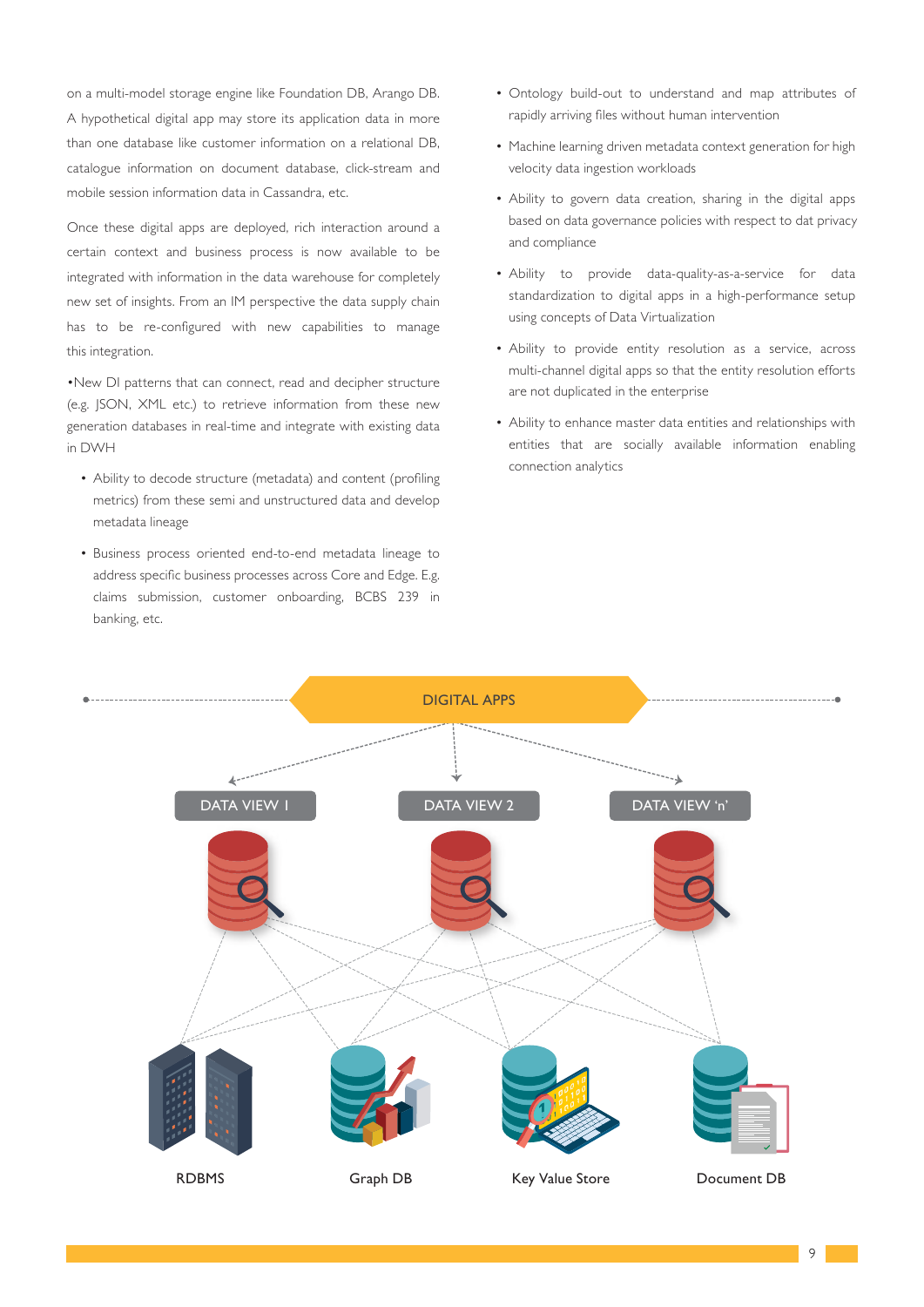on a multi-model storage engine like Foundation DB, Arango DB. A hypothetical digital app may store its application data in more than one database like customer information on a relational DB, catalogue information on document database, click-stream and mobile session information data in Cassandra, etc.

Once these digital apps are deployed, rich interaction around a certain context and business process is now available to be integrated with information in the data warehouse for completely new set of insights. From an IM perspective the data supply chain has to be re-configured with new capabilities to manage this integration.

•New DI patterns that can connect, read and decipher structure (e.g. JSON, XML etc.) to retrieve information from these new generation databases in real-time and integrate with existing data in DWH

- Ability to decode structure (metadata) and content (profiling metrics) from these semi and unstructured data and develop metadata lineage
- Business process oriented end-to-end metadata lineage to address specific business processes across Core and Edge. E.g. claims submission, customer onboarding, BCBS 239 in banking, etc.
- Ontology build-out to understand and map attributes of rapidly arriving files without human intervention
- Machine learning driven metadata context generation for high velocity data ingestion workloads
- Ability to govern data creation, sharing in the digital apps based on data governance policies with respect to dat privacy and compliance
- Ability to provide data-quality-as-a-service for data standardization to digital apps in a high-performance setup using concepts of Data Virtualization
- Ability to provide entity resolution as a service, across multi-channel digital apps so that the entity resolution efforts are not duplicated in the enterprise
- Ability to enhance master data entities and relationships with entities that are socially available information enabling connection analytics

DIGITAL APPS

DATA VIEW 1 | DATA VIEW 2 | DATA VIEW 'n'

RDBMS | Graph DB | Key Value Store | Document DB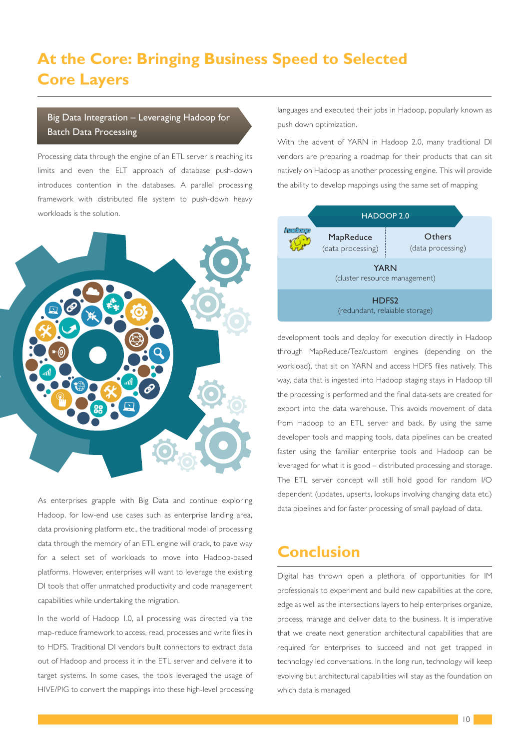# At the Core: Bringing Business Speed to Selected Core Layers

## Big Data Integration – Leveraging Hadoop for Batch Processing

Processing data through the engine of an ETL server is reaching its limits and even the ELT approach of database push-down introduces contention in the databases. A parallel processing framework with distributed file system to push-down heavy workloads is the solution.

As enterprises grapple with Big Data and continue exploring Hadoop, for low-end use cases such as enterprise landing area, data provisioning platform etc., the traditional model of processing data through the memory of an ETL engine will crack, to pave way for a select set of workloads to move into Hadoop-based platforms. However, enterprises will want to leverage the existing DI tools that offer unmatched productivity and code management capabilities while undertaking the migration.

In the world of Hadoop 1.0, all processing was directed via the map-reduce framework to access, read, processes and write files in to HDFS. Traditional DI vendors built connectors to extract data out of Hadoop and process it in the ETL server and delivere it to target systems. In some cases, the tools leveraged the usage of HIVE/PIG to convert the mappings into these high-level processing languages and executed their jobs in Hadoop, popularly known as push down optimization.

With the advent of YARN in Hadoop 2.0, many traditional DI vendors are preparing a roadmap for their products that can sit natively on Hadoop as another processing engine. This will provide the ability to develop mappings using the same set of mapping

| HADOOP 2.0 | |
|---|---|
| MapReduce (data processing) | Others (data processing) |
| YARN (cluster resource management) | |
| HDFS2 (redundant, relaiable storage) | |

development tools and deploy for execution directly in Hadoop through MapReduce/Tez/custom engines (depending on the workload), that sit on YARN and access HDFS files natively. This way, data that is ingested into Hadoop staging stays in Hadoop till the processing is performed and the final data-sets are created for export into the data warehouse. This avoids movement of data from Hadoop to an ETL server and back. By using the same developer tools and mapping tools, data pipelines can be created faster using the familiar enterprise tools and Hadoop can be leveraged for what it is good – distributed processing and storage. The ETL server concept will still hold good for random I/O dependent (updates, upserts, lookups involving changing data etc.) data pipelines and for faster processing of small payload of data.

# Conclusion

Digital has thrown open a plethora of opportunities for IM professionals to experiment and build new capabilities at the core, edge as well as the intersections layers to help enterprises organize, process, manage and deliver data to the business. It is imperative that we create next generation architectural capabilities that are required for enterprises to succeed and not get trapped in technology led conversations. In the long run, technology will keep evolving but architectural capabilities will stay as the foundation on which data is managed.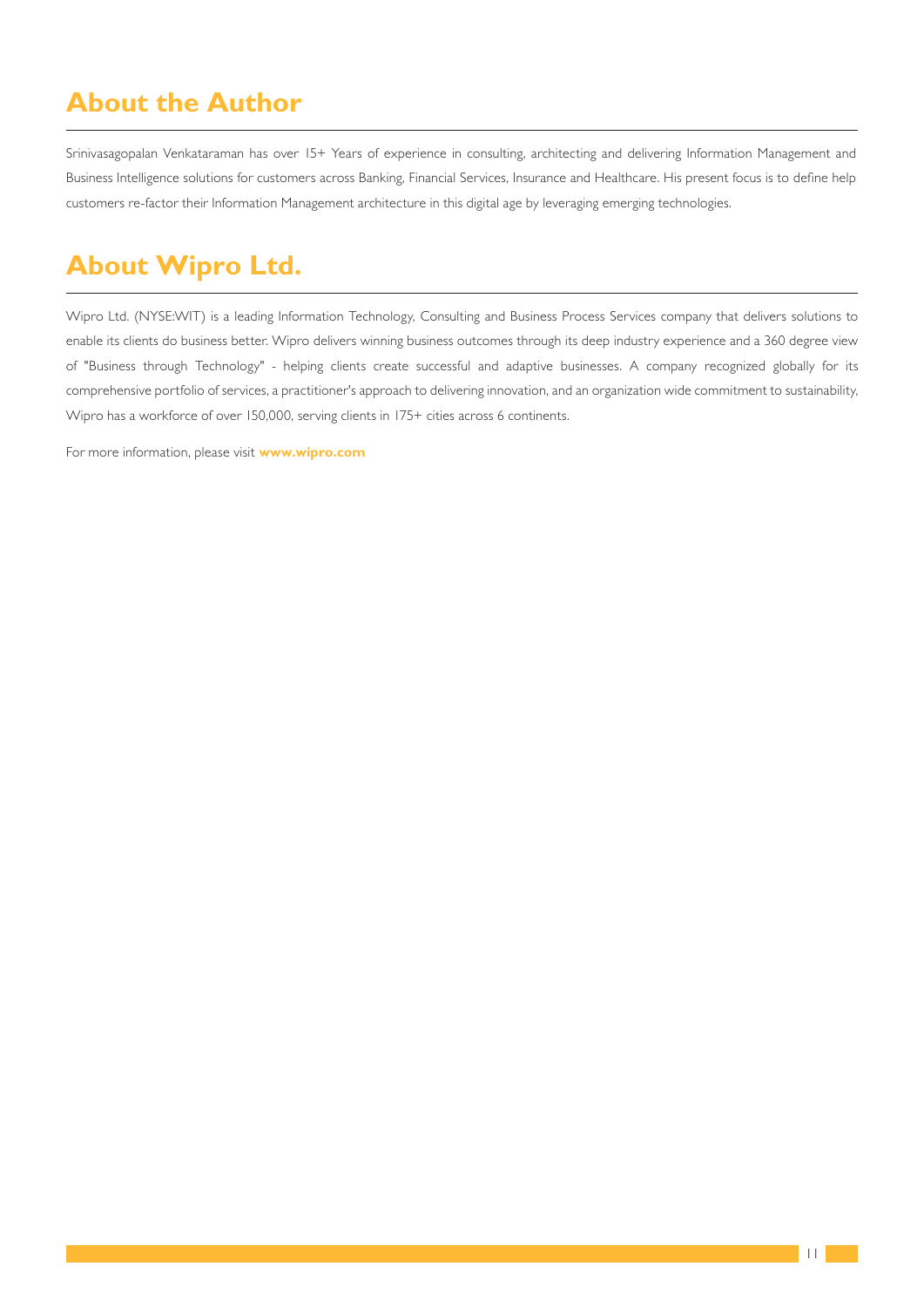## About the Author

Srinivasagopalan Venkataraman has over 15+ Years of experience in consulting, architecting and delivering Information Management and Business Intelligence solutions for customers across Banking, Financial Services, Insurance and Healthcare. His present focus is to define help customers re-factor their Information Management architecture in this digital age by leveraging emerging technologies.

## About Wipro Ltd.

Wipro Ltd. (NYSE:WIT) is a leading Information Technology, Consulting and Business Process Services company that delivers solutions to enable its clients do business better. Wipro delivers winning business outcomes through its deep industry experience and a 360 degree view of "Business through Technology" - helping clients create successful and adaptive businesses. A company recognized globally for its comprehensive portfolio of services, a practitioner's approach to delivering innovation, and an organization wide commitment to sustainability, Wipro has a workforce of over 150,000, serving clients in 175+ cities across 6 continents.

For more information, please visit **www.wipro.com**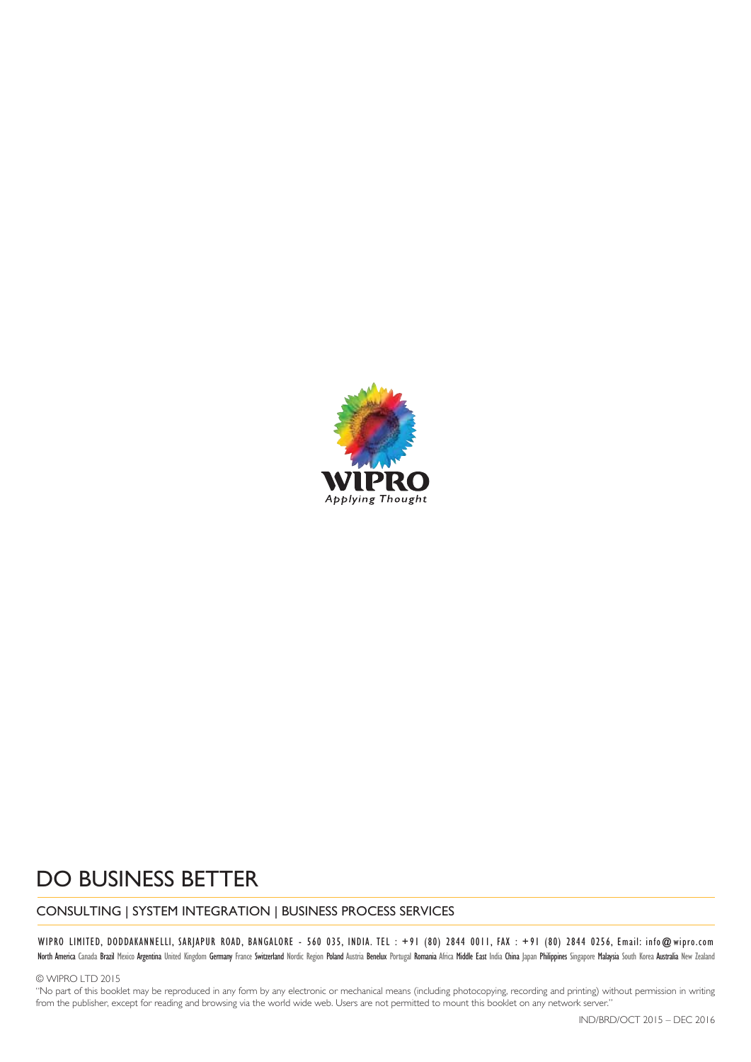WIPRO

*Applying Thought*

# DO BUSINESS BETTER

## CONSULTING | SYSTEM INTEGRATION | BUSINESS PROCESS SERVICES

WIPRO LIMITED, DODDAKANNELLI, SARJAPUR ROAD, BANGALORE - 560 035, INDIA. TEL : +91 (80) 2844 0011, FAX : +91 (80) 2844 0256, Email: info@wipro.com

North America Canada Brazil Mexico Argentina United Kingdom Germany France Switzerland Nordic Region Poland Austria Benelux Portugal Romania Africa Middle East India China Japan Philippines Singapore Malaysia South Korea Australia New Zealand

© WIPRO LTD 2015

"No part of this booklet may be reproduced in any form by any electronic or mechanical means (including photocopying, recording and printing) without permission in writing from the publisher, except for reading and browsing via the world wide web. Users are not permitted to mount this booklet on any network server."

IND/BRD/OCT 2015 – DEC 2016